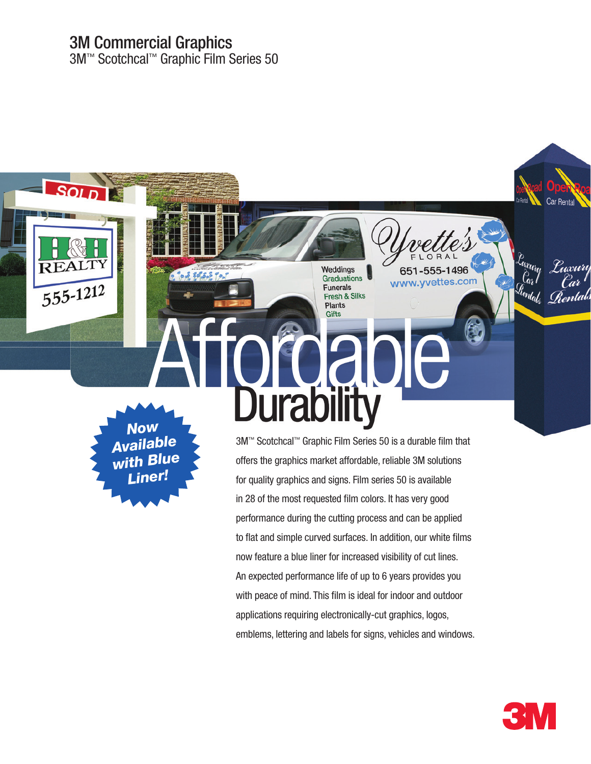# 3M Commercial Graphics

## 3M™ Scotchcal™ Graphic Film Series 50

# Affordable Durability

**Now Available with Blue Liner!**

3M™ Scotchcal™ Graphic Film Series 50 is a durable film that offers the graphics market affordable, reliable 3M solutions for quality graphics and signs. Film series 50 is available in 28 of the most requested film colors. It has very good performance during the cutting process and can be applied to flat and simple curved surfaces. In addition, our white films now feature a blue liner for increased visibility of cut lines. An expected performance life of up to 6 years provides you with peace of mind. This film is ideal for indoor and outdoor applications requiring electronically-cut graphics, logos, emblems, lettering and labels for signs, vehicles and windows.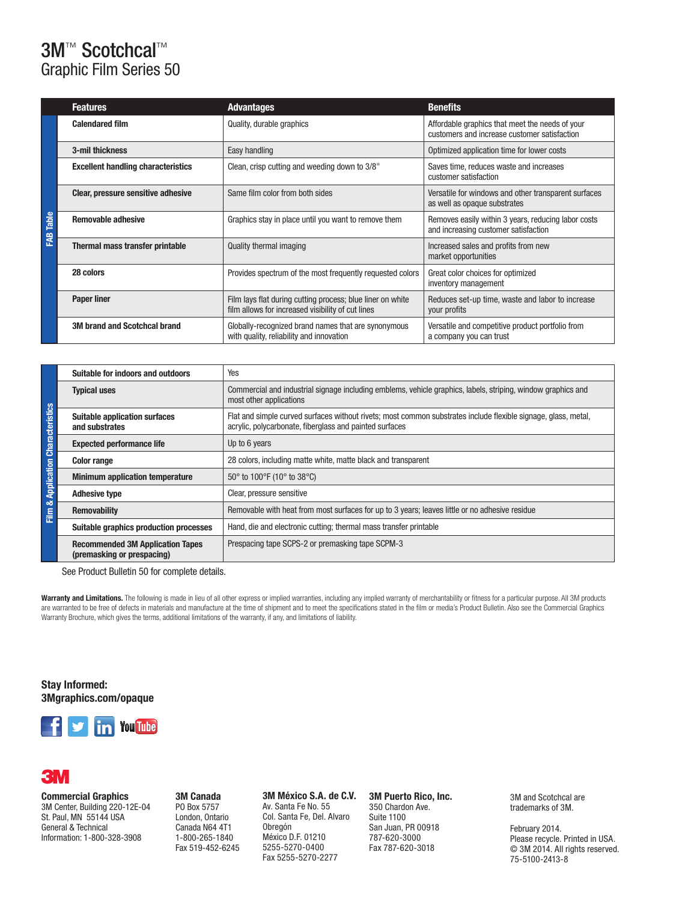# 3M™ Scotchcal™
## Graphic Film Series 50

**FAB Table**

| Features | Advantages | Benefits |
|---|---|---|
| **Calendared film** | Quality, durable graphics | Affordable graphics that meet the needs of your customers and increase customer satisfaction |
| **3-mil thickness** | Easy handling | Optimized application time for lower costs |
| **Excellent handling characteristics** | Clean, crisp cutting and weeding down to 3/8" | Saves time, reduces waste and increases customer satisfaction |
| **Clear, pressure sensitive adhesive** | Same film color from both sides | Versatile for windows and other transparent surfaces as well as opaque substrates |
| **Removable adhesive** | Graphics stay in place until you want to remove them | Removes easily within 3 years, reducing labor costs and increasing customer satisfaction |
| **Thermal mass transfer printable** | Quality thermal imaging | Increased sales and profits from new market opportunities |
| **28 colors** | Provides spectrum of the most frequently requested colors | Great color choices for optimized inventory management |
| **Paper liner** | Film lays flat during cutting process; blue liner on white film allows for increased visibility of cut lines | Reduces set-up time, waste and labor to increase your profits |
| **3M brand and Scotchcal brand** | Globally-recognized brand names that are synonymous with quality, reliability and innovation | Versatile and competitive product portfolio from a company you can trust |

**Film & Application Characteristics**

| | |
|---|---|
| **Suitable for indoors and outdoors** | Yes |
| **Typical uses** | Commercial and industrial signage including emblems, vehicle graphics, labels, striping, window graphics and most other applications |
| **Suitable application surfaces and substrates** | Flat and simple curved surfaces without rivets; most common substrates include flexible signage, glass, metal, acrylic, polycarbonate, fiberglass and painted surfaces |
| **Expected performance life** | Up to 6 years |
| **Color range** | 28 colors, including matte white, matte black and transparent |
| **Minimum application temperature** | 50° to 100°F (10° to 38°C) |
| **Adhesive type** | Clear, pressure sensitive |
| **Removability** | Removable with heat from most surfaces for up to 3 years; leaves little or no adhesive residue |
| **Suitable graphics production processes** | Hand, die and electronic cutting; thermal mass transfer printable |
| **Recommended 3M Application Tapes (premasking or prespacing)** | Prespacing tape SCPS-2 or premasking tape SCPM-3 |

See Product Bulletin 50 for complete details.

**Warranty and Limitations.** The following is made in lieu of all other express or implied warranties, including any implied warranty of merchantability or fitness for a particular purpose. All 3M products are warranted to be free of defects in materials and manufacture at the time of shipment and to meet the specifications stated in the film or media's Product Bulletin. Also see the Commercial Graphics Warranty Brochure, which gives the terms, additional limitations of the warranty, if any, and limitations of liability.

**Stay Informed:**
**3Mgraphics.com/opaque**

**3M**

**Commercial Graphics**
3M Center, Building 220-12E-04
St. Paul, MN 55144 USA
General & Technical
Information: 1-800-328-3908

**3M Canada**
PO Box 5757
London, Ontario
Canada N64 4T1
1-800-265-1840
Fax 519-452-6245

**3M México S.A. de C.V.**
Av. Santa Fe No. 55
Col. Santa Fe, Del. Alvaro
Obregón
México D.F. 01210
5255-5270-0400
Fax 5255-5270-2277

**3M Puerto Rico, Inc.**
350 Chardon Ave.
Suite 1100
San Juan, PR 00918
787-620-3000
Fax 787-620-3018

3M and Scotchcal are trademarks of 3M.

February 2014.
Please recycle. Printed in USA.
© 3M 2014. All rights reserved.
75-5100-2413-8